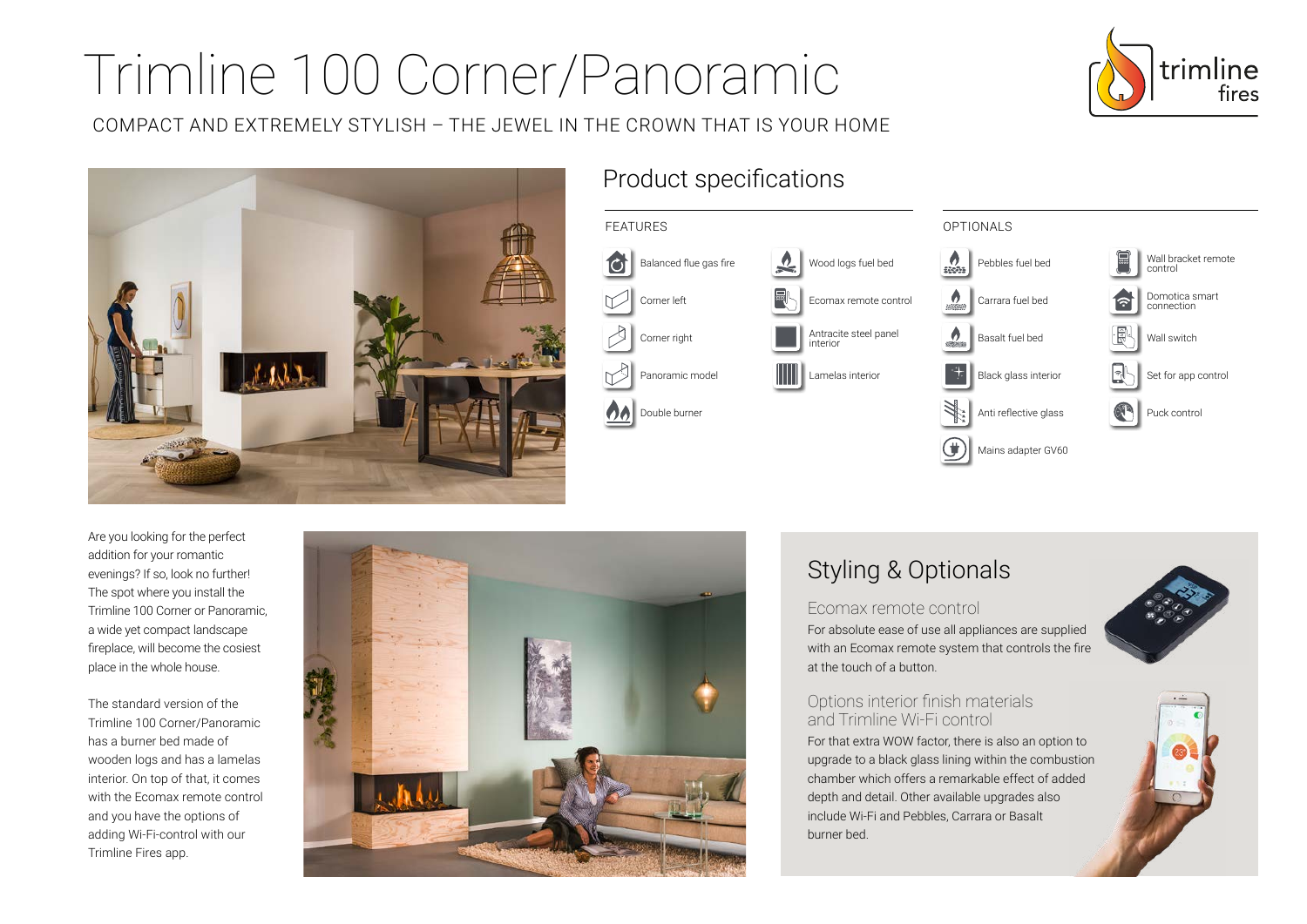# Trimline 100 Corner/Panoramic

COMPACT AND EXTREMELY STYLISH – THE JEWEL IN THE CROWN THAT IS YOUR HOME

## Product specifications

### FEATURES

- Balanced flue gas fire
- Corner left
- Corner right
- Panoramic model
- Double burner
- Wood logs fuel bed
- Ecomax remote control
- Antracite steel panel interior
- Lamelas interior

### OPTIONALS

- Pebbles fuel bed
- Carrara fuel bed
- Basalt fuel bed
- Black glass interior
- Anti reflective glass
- Mains adapter GV60
- Wall bracket remote control
- Domotica smart connection
- Wall switch
- Set for app control
- Puck control

Are you looking for the perfect addition for your romantic evenings? If so, look no further! The spot where you install the Trimline 100 Corner or Panoramic, a wide yet compact landscape fireplace, will become the cosiest place in the whole house.

The standard version of the Trimline 100 Corner/Panoramic has a burner bed made of wooden logs and has a lamelas interior. On top of that, it comes with the Ecomax remote control and you have the options of adding Wi-Fi-control with our Trimline Fires app.

## Styling & Optionals

### Ecomax remote control

For absolute ease of use all appliances are supplied with an Ecomax remote system that controls the fire at the touch of a button.

### Options interior finish materials and Trimline Wi-Fi control

For that extra WOW factor, there is also an option to upgrade to a black glass lining within the combustion chamber which offers a remarkable effect of added depth and detail. Other available upgrades also include Wi-Fi and Pebbles, Carrara or Basalt burner bed.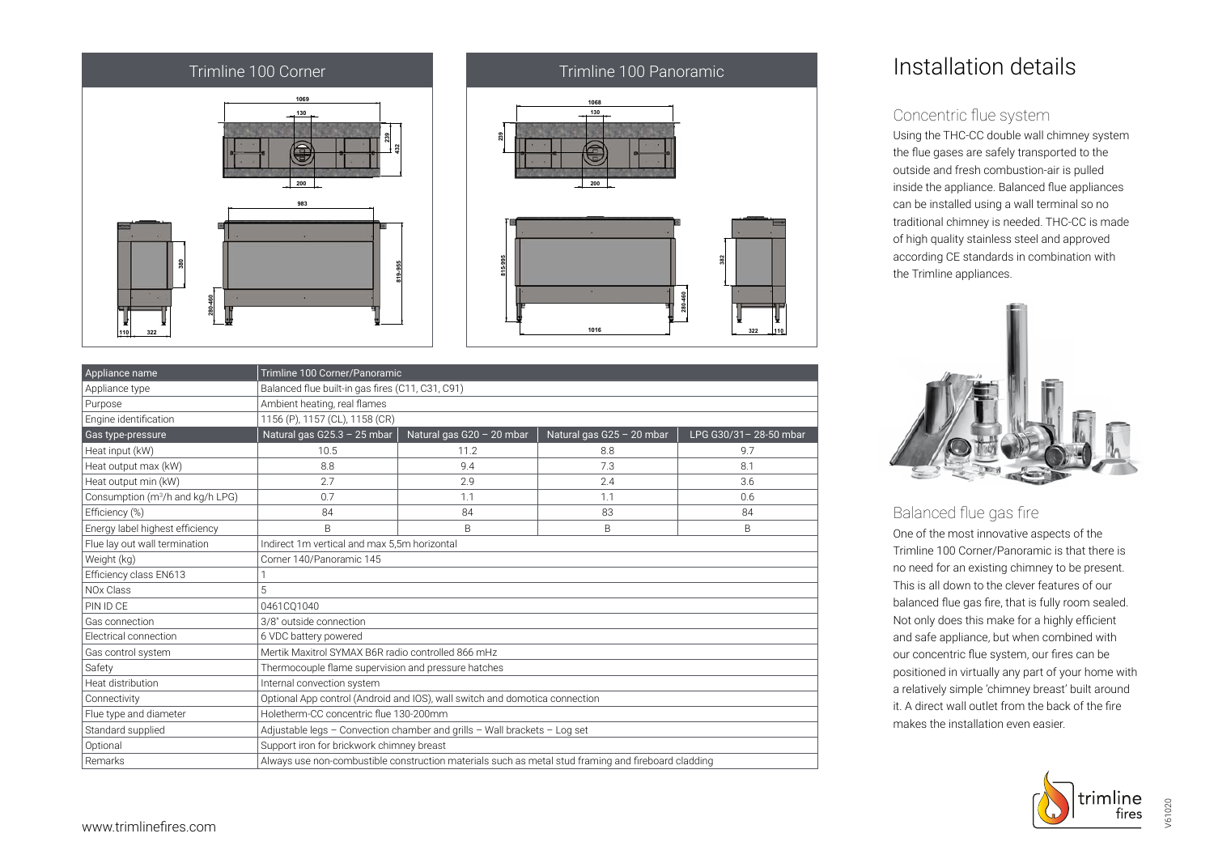## Trimline 100 Corner

1069
130
239
432
200
983
380
819-955
280-460
110
322

## Trimline 100 Panoramic

1068
130
239
200
815-995
1016
280-460
382
322
110

| Appliance name | Trimline 100 Corner/Panoramic | | | |
|---|---|---|---|---|
| Appliance type | Balanced flue built-in gas fires (C11, C31, C91) | | | |
| Purpose | Ambient heating, real flames | | | |
| Engine identification | 1156 (P), 1157 (CL), 1158 (CR) | | | |
| Gas type-pressure | Natural gas G25.3 – 25 mbar | Natural gas G20 – 20 mbar | Natural gas G25 – 20 mbar | LPG G30/31– 28-50 mbar |
| Heat input (kW) | 10.5 | 11.2 | 8.8 | 9.7 |
| Heat output max (kW) | 8.8 | 9.4 | 7.3 | 8.1 |
| Heat output min (kW) | 2.7 | 2.9 | 2.4 | 3.6 |
| Consumption ($m^3$/h and kg/h LPG) | 0.7 | 1.1 | 1.1 | 0.6 |
| Efficiency (%) | 84 | 84 | 83 | 84 |
| Energy label highest efficiency | B | B | B | B |
| Flue lay out wall termination | Indirect 1m vertical and max 5,5m horizontal | | | |
| Weight (kg) | Corner 140/Panoramic 145 | | | |
| Efficiency class EN613 | 1 | | | |
| NOx Class | 5 | | | |
| PIN ID CE | 0461CQ1040 | | | |
| Gas connection | 3/8" outside connection | | | |
| Electrical connection | 6 VDC battery powered | | | |
| Gas control system | Mertik Maxitrol SYMAX B6R radio controlled 866 mHz | | | |
| Safety | Thermocouple flame supervision and pressure hatches | | | |
| Heat distribution | Internal convection system | | | |
| Connectivity | Optional App control (Android and IOS), wall switch and domotica connection | | | |
| Flue type and diameter | Holetherm-CC concentric flue 130-200mm | | | |
| Standard supplied | Adjustable legs – Convection chamber and grills – Wall brackets – Log set | | | |
| Optional | Support iron for brickwork chimney breast | | | |
| Remarks | Always use non-combustible construction materials such as metal stud framing and fireboard cladding | | | |

# Installation details

## Concentric flue system

Using the THC-CC double wall chimney system the flue gases are safely transported to the outside and fresh combustion-air is pulled inside the appliance. Balanced flue appliances can be installed using a wall terminal so no traditional chimney is needed. THC-CC is made of high quality stainless steel and approved according CE standards in combination with the Trimline appliances.

## Balanced flue gas fire

One of the most innovative aspects of the Trimline 100 Corner/Panoramic is that there is no need for an existing chimney to be present. This is all down to the clever features of our balanced flue gas fire, that is fully room sealed. Not only does this make for a highly efficient and safe appliance, but when combined with our concentric flue system, our fires can be positioned in virtually any part of your home with a relatively simple 'chimney breast' built around it. A direct wall outlet from the back of the fire makes the installation even easier.

trimline fires

V61020

www.trimlinefires.com